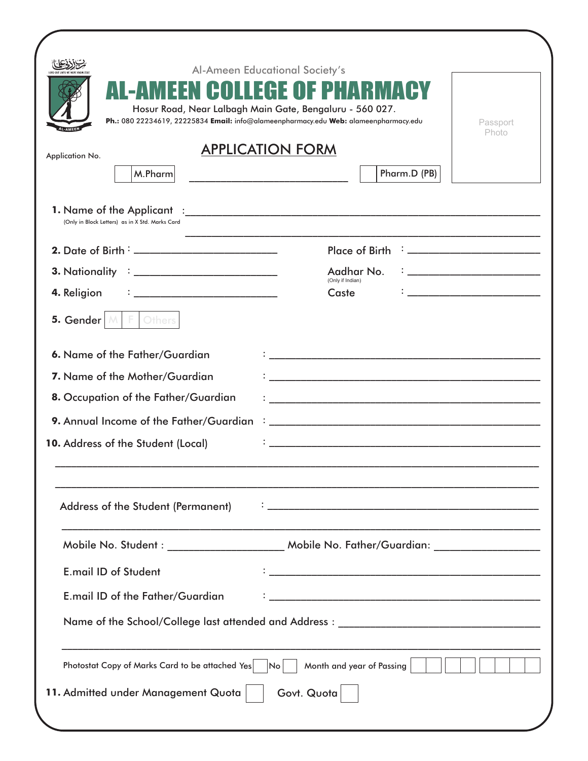رب زدنی علما
LORD GIVE UNTO ME MORE KNOWLEDGE

AL-AMEEN

Al-Ameen Educational Society's

# AL-AMEEN COLLEGE OF PHARMACY

Hosur Road, Near Lalbagh Main Gate, Bengaluru - 560 027.

**Ph.:** 080 22234619, 22225834 **Email:** info@alameenpharmacy.edu **Web:** alameenpharmacy.edu

Passport Photo

## APPLICATION FORM

Application No.

[ ] M.Pharm ____________________ [ ] Pharm.D (PB)

**1.** Name of the Applicant : ______________________________
(Only in Block Letters) as in X Std. Marks Card
______________________________

**2.** Date of Birth : ____________________ Place of Birth : ____________________

**3.** Nationality : ____________________ Aadhar No. (Only if Indian) : ____________________

**4.** Religion : ____________________ Caste : ____________________

**5.** Gender [ M | F | Others ]

**6.** Name of the Father/Guardian : ______________________________

**7.** Name of the Mother/Guardian : ______________________________

**8.** Occupation of the Father/Guardian : ______________________________

**9.** Annual Income of the Father/Guardian : ______________________________

**10.** Address of the Student (Local) : ______________________________
______________________________
______________________________

Address of the Student (Permanent) : ______________________________
______________________________

Mobile No. Student : ____________________ Mobile No. Father/Guardian: ____________________

E.mail ID of Student : ______________________________

E.mail ID of the Father/Guardian : ______________________________

Name of the School/College last attended and Address : ______________________________
______________________________

Photostat Copy of Marks Card to be attached Yes [ ] No [ ] Month and year of Passing [ ][ ] [ ][ ] [ ][ ][ ][ ]

**11.** Admitted under Management Quota [ ] Govt. Quota [ ]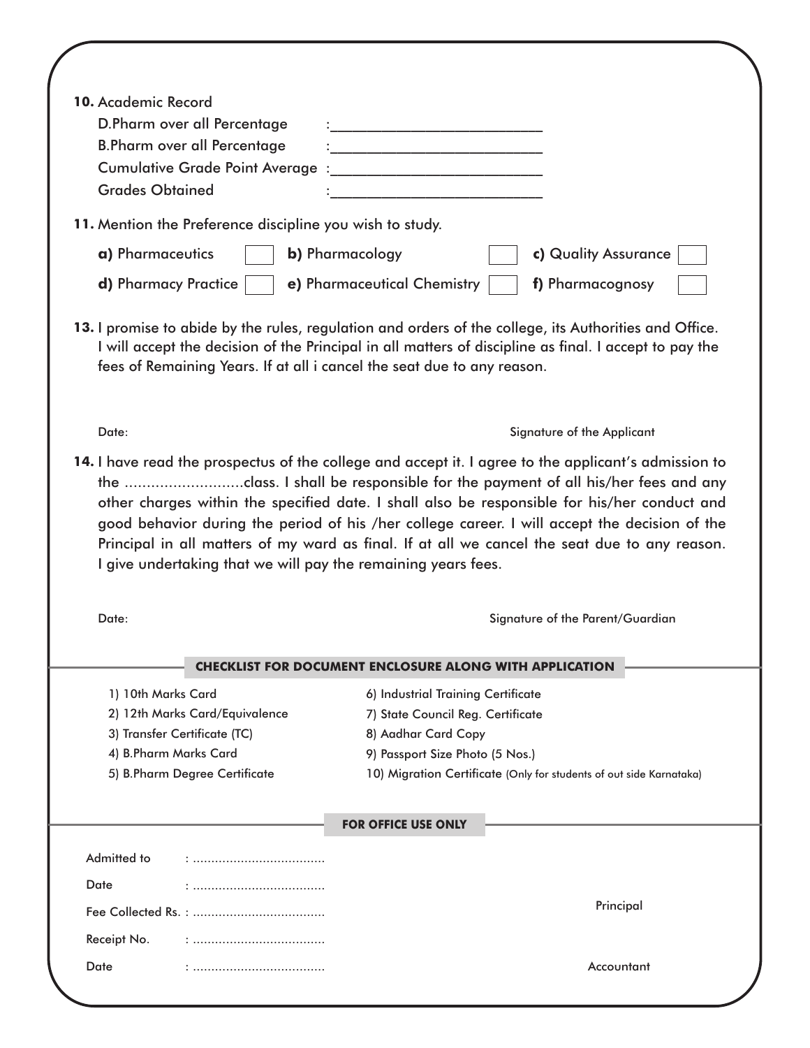**10.** Academic Record

D.Pharm over all Percentage : ___________________________

B.Pharm over all Percentage : ___________________________

Cumulative Grade Point Average : ___________________________

Grades Obtained : ___________________________

**11.** Mention the Preference discipline you wish to study.

| | | |
|---|---|---|
| **a)** Pharmaceutics ☐ | **b)** Pharmacology ☐ | **c)** Quality Assurance ☐ |
| **d)** Pharmacy Practice ☐ | **e)** Pharmaceutical Chemistry ☐ | **f)** Pharmacognosy ☐ |

**13.** I promise to abide by the rules, regulation and orders of the college, its Authorities and Office. I will accept the decision of the Principal in all matters of discipline as final. I accept to pay the fees of Remaining Years. If at all i cancel the seat due to any reason.

Date: Signature of the Applicant

**14.** I have read the prospectus of the college and accept it. I agree to the applicant's admission to the ...........................class. I shall be responsible for the payment of all his/her fees and any other charges within the specified date. I shall also be responsible for his/her conduct and good behavior during the period of his /her college career. I will accept the decision of the Principal in all matters of my ward as final. If at all we cancel the seat due to any reason. I give undertaking that we will pay the remaining years fees.

Date: Signature of the Parent/Guardian

## CHECKLIST FOR DOCUMENT ENCLOSURE ALONG WITH APPLICATION

1) 10th Marks Card
2) 12th Marks Card/Equivalence
3) Transfer Certificate (TC)
4) B.Pharm Marks Card
5) B.Pharm Degree Certificate
6) Industrial Training Certificate
7) State Council Reg. Certificate
8) Aadhar Card Copy
9) Passport Size Photo (5 Nos.)
10) Migration Certificate (Only for students of out side Karnataka)

## FOR OFFICE USE ONLY

Admitted to : ...................................

Date : ...................................

Fee Collected Rs. : ...................................

Receipt No. : ...................................

Date : ...................................

Principal

Accountant